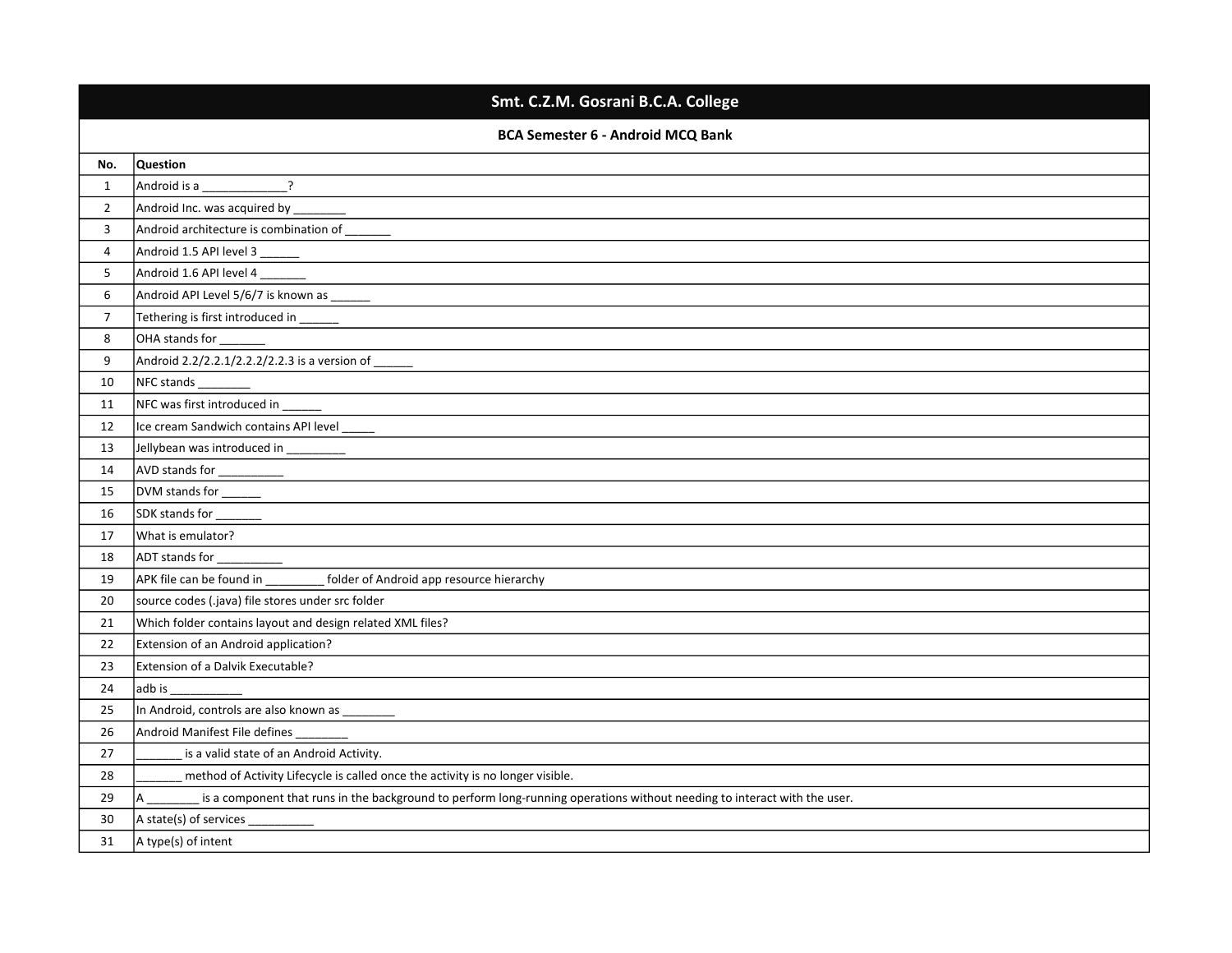# Smt. C.Z.M. Gosrani B.C.A. College

## BCA Semester 6 - Android MCQ Bank

| No. | Question |
|---|---|
| 1 | Android is a _____________? |
| 2 | Android Inc. was acquired by ________ |
| 3 | Android architecture is combination of _______ |
| 4 | Android 1.5 API level 3 ______ |
| 5 | Android 1.6 API level 4 _______ |
| 6 | Android API Level 5/6/7 is known as ______ |
| 7 | Tethering is first introduced in ______ |
| 8 | OHA stands for _______ |
| 9 | Android 2.2/2.2.1/2.2.2/2.2.3 is a version of ______ |
| 10 | NFC stands ________ |
| 11 | NFC was first introduced in ______ |
| 12 | Ice cream Sandwich contains API level _____ |
| 13 | Jellybean was introduced in _________ |
| 14 | AVD stands for __________ |
| 15 | DVM stands for ______ |
| 16 | SDK stands for _______ |
| 17 | What is emulator? |
| 18 | ADT stands for __________ |
| 19 | APK file can be found in _________ folder of Android app resource hierarchy |
| 20 | source codes (.java) file stores under src folder |
| 21 | Which folder contains layout and design related XML files? |
| 22 | Extension of an Android application? |
| 23 | Extension of a Dalvik Executable? |
| 24 | adb is ___________ |
| 25 | In Android, controls are also known as ________ |
| 26 | Android Manifest File defines ________ |
| 27 | _______ is a valid state of an Android Activity. |
| 28 | _______ method of Activity Lifecycle is called once the activity is no longer visible. |
| 29 | A ________ is a component that runs in the background to perform long-running operations without needing to interact with the user. |
| 30 | A state(s) of services __________ |
| 31 | A type(s) of intent |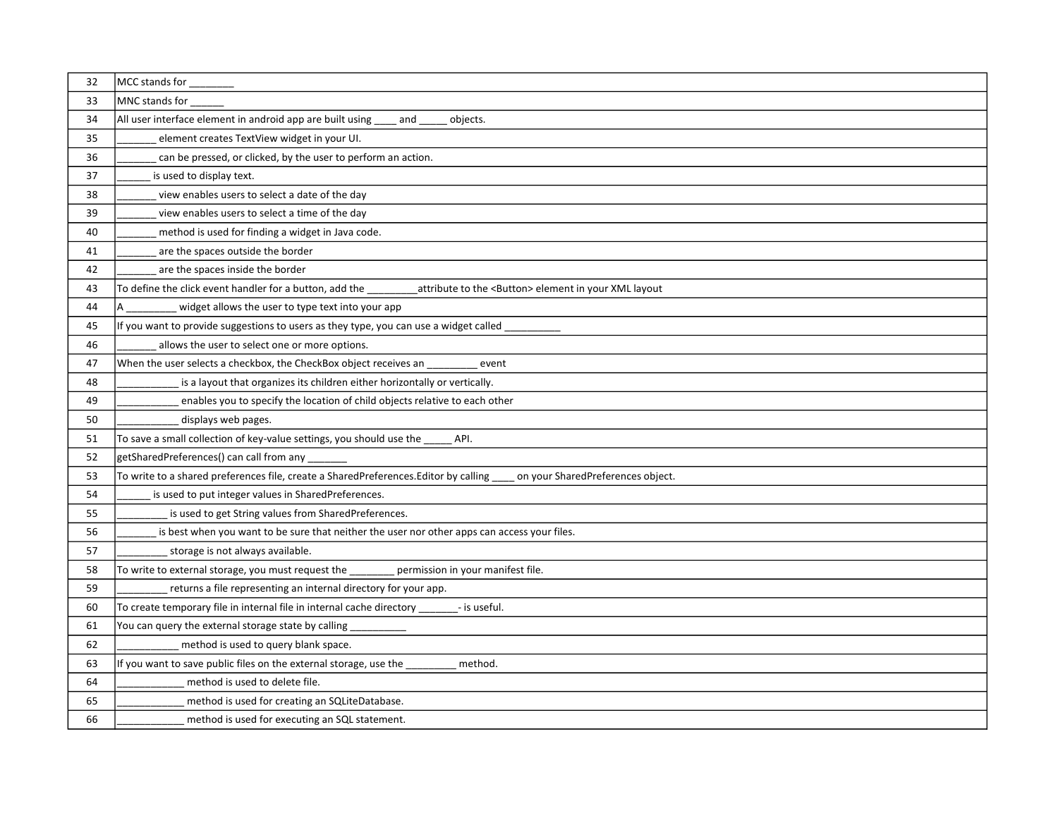| 32 | MCC stands for ________ |
|---|---|
| 33 | MNC stands for ______ |
| 34 | All user interface element in android app are built using ____ and _____ objects. |
| 35 | _______ element creates TextView widget in your UI. |
| 36 | _______ can be pressed, or clicked, by the user to perform an action. |
| 37 | ______ is used to display text. |
| 38 | _______ view enables users to select a date of the day |
| 39 | _______ view enables users to select a time of the day |
| 40 | _______ method is used for finding a widget in Java code. |
| 41 | _______ are the spaces outside the border |
| 42 | _______ are the spaces inside the border |
| 43 | To define the click event handler for a button, add the _________attribute to the <Button> element in your XML layout |
| 44 | A _________ widget allows the user to type text into your app |
| 45 | If you want to provide suggestions to users as they type, you can use a widget called __________ |
| 46 | _______ allows the user to select one or more options. |
| 47 | When the user selects a checkbox, the CheckBox object receives an _________ event |
| 48 | ___________ is a layout that organizes its children either horizontally or vertically. |
| 49 | ___________ enables you to specify the location of child objects relative to each other |
| 50 | ___________ displays web pages. |
| 51 | To save a small collection of key-value settings, you should use the _____ API. |
| 52 | getSharedPreferences() can call from any _______ |
| 53 | To write to a shared preferences file, create a SharedPreferences.Editor by calling ____ on your SharedPreferences object. |
| 54 | ______ is used to put integer values in SharedPreferences. |
| 55 | _________ is used to get String values from SharedPreferences. |
| 56 | _______ is best when you want to be sure that neither the user nor other apps can access your files. |
| 57 | _________ storage is not always available. |
| 58 | To write to external storage, you must request the ________ permission in your manifest file. |
| 59 | _________ returns a file representing an internal directory for your app. |
| 60 | To create temporary file in internal file in internal cache directory _______- is useful. |
| 61 | You can query the external storage state by calling __________ |
| 62 | ___________ method is used to query blank space. |
| 63 | If you want to save public files on the external storage, use the _________ method. |
| 64 | ____________ method is used to delete file. |
| 65 | ____________ method is used for creating an SQLiteDatabase. |
| 66 | ____________ method is used for executing an SQL statement. |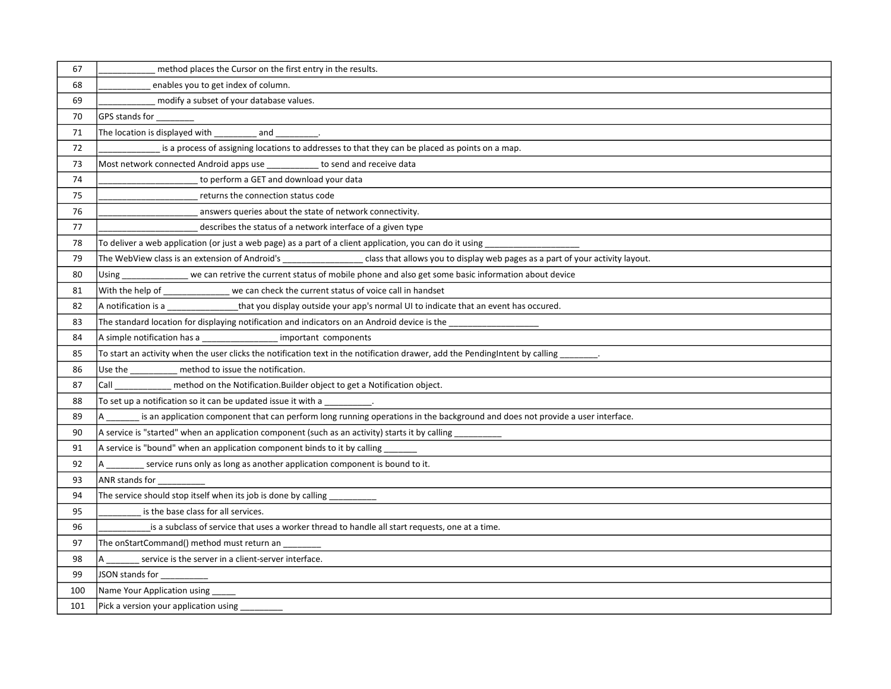| | |
|---|---|
| 67 | ____________ method places the Cursor on the first entry in the results. |
| 68 | ___________ enables you to get index of column. |
| 69 | ____________ modify a subset of your database values. |
| 70 | GPS stands for ________ |
| 71 | The location is displayed with _________ and _________. |
| 72 | _____________ is a process of assigning locations to addresses to that they can be placed as points on a map. |
| 73 | Most network connected Android apps use ___________ to send and receive data |
| 74 | _____________________ to perform a GET and download your data |
| 75 | _____________________ returns the connection status code |
| 76 | _____________________ answers queries about the state of network connectivity. |
| 77 | _____________________ describes the status of a network interface of a given type |
| 78 | To deliver a web application (or just a web page) as a part of a client application, you can do it using ____________________ |
| 79 | The WebView class is an extension of Android's _________________ class that allows you to display web pages as a part of your activity layout. |
| 80 | Using ______________ we can retrive the current status of mobile phone and also get some basic information about device |
| 81 | With the help of ______________ we can check the current status of voice call in handset |
| 82 | A notification is a _______________that you display outside your app's normal UI to indicate that an event has occured. |
| 83 | The standard location for displaying notification and indicators on an Android device is the ___________________ |
| 84 | A simple notification has a ________________ important components |
| 85 | To start an activity when the user clicks the notification text in the notification drawer, add the PendingIntent by calling ________. |
| 86 | Use the __________ method to issue the notification. |
| 87 | Call ____________ method on the Notification.Builder object to get a Notification object. |
| 88 | To set up a notification so it can be updated issue it with a __________. |
| 89 | A _______ is an application component that can perform long running operations in the background and does not provide a user interface. |
| 90 | A service is "started" when an application component (such as an activity) starts it by calling __________ |
| 91 | A service is "bound" when an application component binds to it by calling _______ |
| 92 | A ________ service runs only as long as another application component is bound to it. |
| 93 | ANR stands for __________ |
| 94 | The service should stop itself when its job is done by calling __________ |
| 95 | _________ is the base class for all services. |
| 96 | ___________is a subclass of service that uses a worker thread to handle all start requests, one at a time. |
| 97 | The onStartCommand() method must return an ________ |
| 98 | A _______ service is the server in a client-server interface. |
| 99 | JSON stands for __________ |
| 100 | Name Your Application using _____ |
| 101 | Pick a version your application using _________ |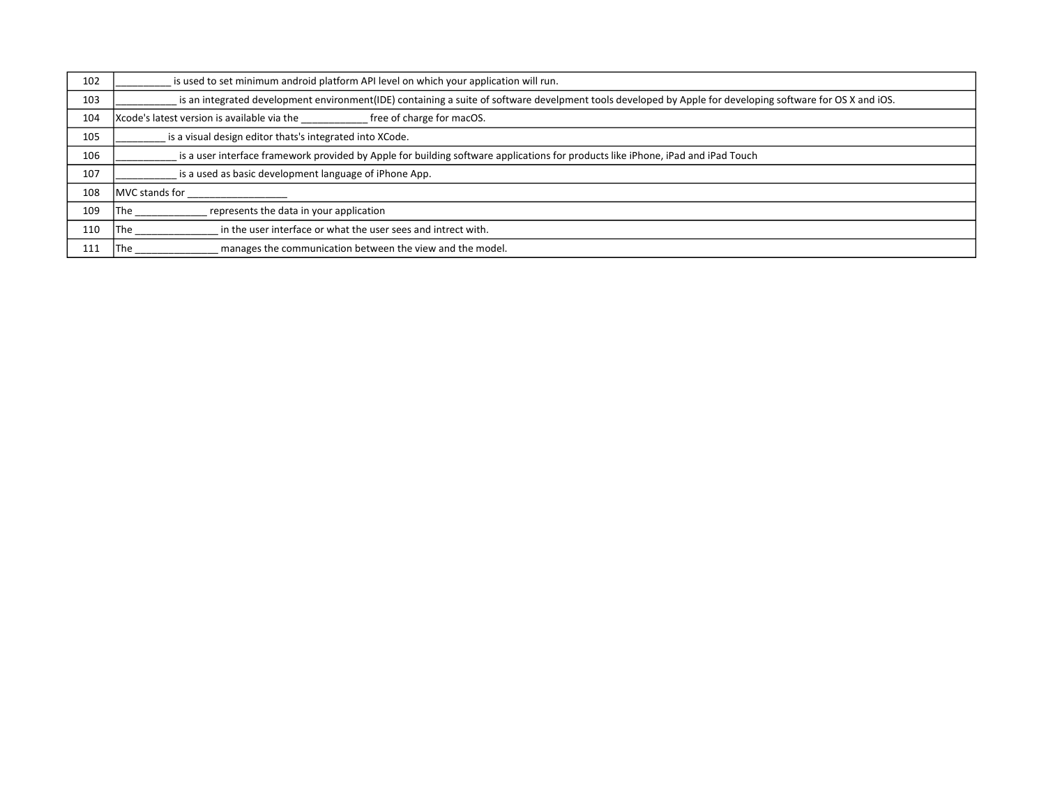| | |
|---|---|
| 102 | __________ is used to set minimum android platform API level on which your application will run. |
| 103 | ___________ is an integrated development environment(IDE) containing a suite of software develpment tools developed by Apple for developing software for OS X and iOS. |
| 104 | Xcode's latest version is available via the ____________ free of charge for macOS. |
| 105 | _________ is a visual design editor thats's integrated into XCode. |
| 106 | ___________ is a user interface framework provided by Apple for building software applications for products like iPhone, iPad and iPad Touch |
| 107 | ___________ is a used as basic development language of iPhone App. |
| 108 | MVC stands for __________________ |
| 109 | The _____________ represents the data in your application |
| 110 | The _______________ in the user interface or what the user sees and intrect with. |
| 111 | The _______________ manages the communication between the view and the model. |